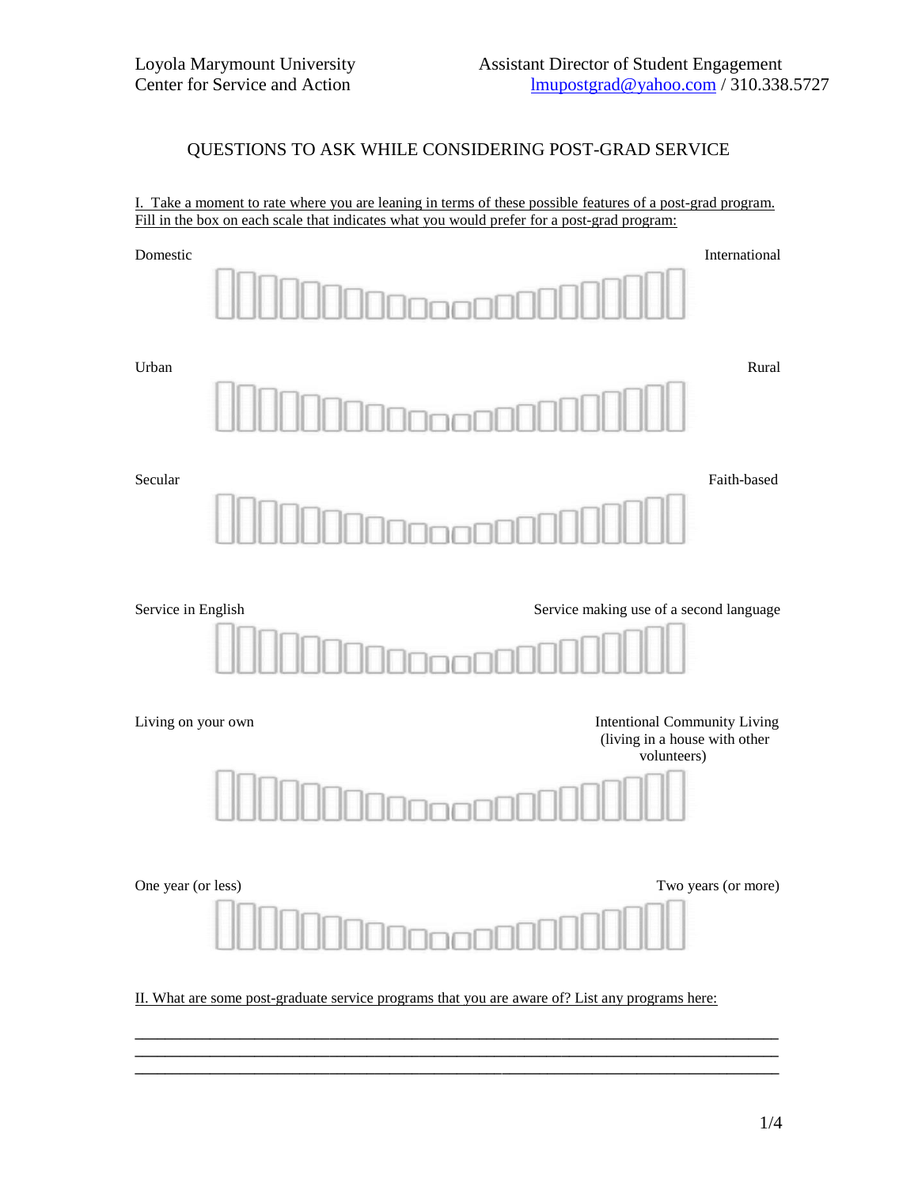Loyola Marymount University
Center for Service and Action

Assistant Director of Student Engagement
lmupostgrad@yahoo.com / 310.338.5727

# QUESTIONS TO ASK WHILE CONSIDERING POST-GRAD SERVICE

I. Take a moment to rate where you are leaning in terms of these possible features of a post-grad program. Fill in the box on each scale that indicates what you would prefer for a post-grad program:

Domestic — International

Urban — Rural

Secular — Faith-based

Service in English — Service making use of a second language

Living on your own — Intentional Community Living (living in a house with other volunteers)

One year (or less) — Two years (or more)

II. What are some post-graduate service programs that you are aware of? List any programs here:

______________________________________________________________________________

______________________________________________________________________________

______________________________________________________________________________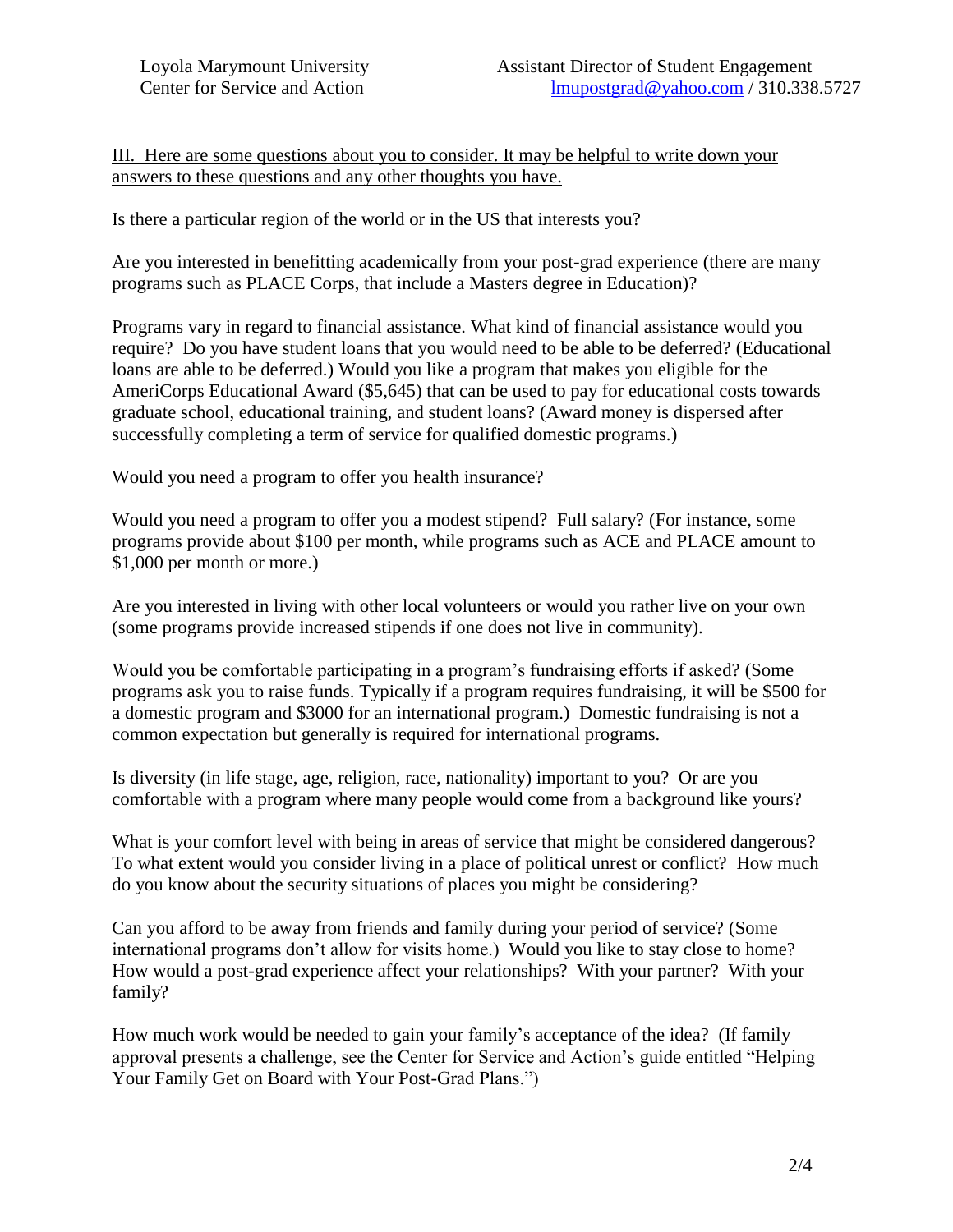III. Here are some questions about you to consider. It may be helpful to write down your answers to these questions and any other thoughts you have.

Is there a particular region of the world or in the US that interests you?

Are you interested in benefitting academically from your post-grad experience (there are many programs such as PLACE Corps, that include a Masters degree in Education)?

Programs vary in regard to financial assistance. What kind of financial assistance would you require? Do you have student loans that you would need to be able to be deferred? (Educational loans are able to be deferred.) Would you like a program that makes you eligible for the AmeriCorps Educational Award ($5,645) that can be used to pay for educational costs towards graduate school, educational training, and student loans? (Award money is dispersed after successfully completing a term of service for qualified domestic programs.)

Would you need a program to offer you health insurance?

Would you need a program to offer you a modest stipend? Full salary? (For instance, some programs provide about $100 per month, while programs such as ACE and PLACE amount to $1,000 per month or more.)

Are you interested in living with other local volunteers or would you rather live on your own (some programs provide increased stipends if one does not live in community).

Would you be comfortable participating in a program's fundraising efforts if asked? (Some programs ask you to raise funds. Typically if a program requires fundraising, it will be $500 for a domestic program and $3000 for an international program.) Domestic fundraising is not a common expectation but generally is required for international programs.

Is diversity (in life stage, age, religion, race, nationality) important to you? Or are you comfortable with a program where many people would come from a background like yours?

What is your comfort level with being in areas of service that might be considered dangerous? To what extent would you consider living in a place of political unrest or conflict? How much do you know about the security situations of places you might be considering?

Can you afford to be away from friends and family during your period of service? (Some international programs don't allow for visits home.) Would you like to stay close to home? How would a post-grad experience affect your relationships? With your partner? With your family?

How much work would be needed to gain your family's acceptance of the idea? (If family approval presents a challenge, see the Center for Service and Action's guide entitled "Helping Your Family Get on Board with Your Post-Grad Plans.")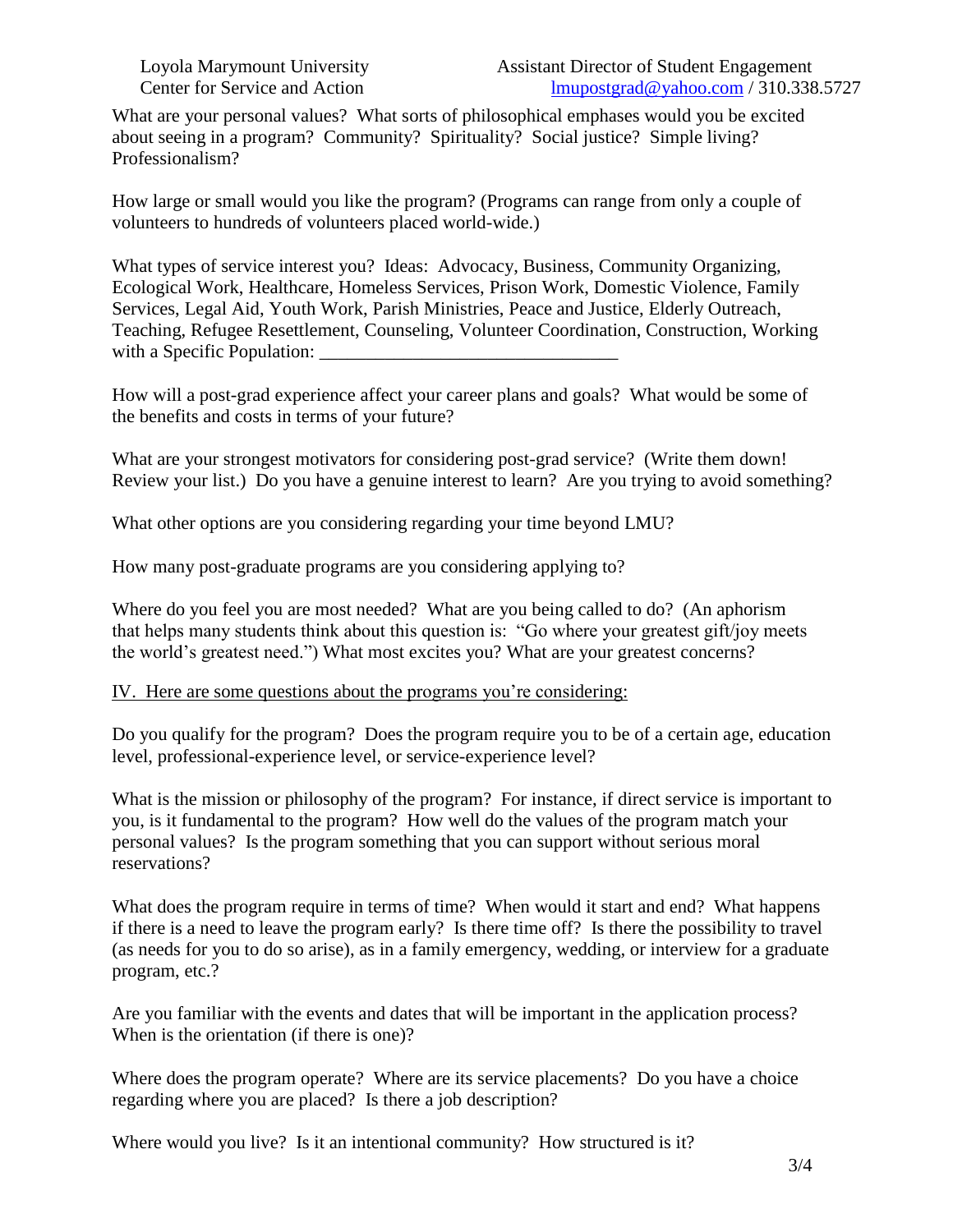What are your personal values? What sorts of philosophical emphases would you be excited about seeing in a program? Community? Spirituality? Social justice? Simple living? Professionalism?

How large or small would you like the program? (Programs can range from only a couple of volunteers to hundreds of volunteers placed world-wide.)

What types of service interest you? Ideas: Advocacy, Business, Community Organizing, Ecological Work, Healthcare, Homeless Services, Prison Work, Domestic Violence, Family Services, Legal Aid, Youth Work, Parish Ministries, Peace and Justice, Elderly Outreach, Teaching, Refugee Resettlement, Counseling, Volunteer Coordination, Construction, Working with a Specific Population: ________________________________

How will a post-grad experience affect your career plans and goals? What would be some of the benefits and costs in terms of your future?

What are your strongest motivators for considering post-grad service? (Write them down! Review your list.) Do you have a genuine interest to learn? Are you trying to avoid something?

What other options are you considering regarding your time beyond LMU?

How many post-graduate programs are you considering applying to?

Where do you feel you are most needed? What are you being called to do? (An aphorism that helps many students think about this question is: "Go where your greatest gift/joy meets the world's greatest need.") What most excites you? What are your greatest concerns?

## IV. Here are some questions about the programs you're considering:

Do you qualify for the program? Does the program require you to be of a certain age, education level, professional-experience level, or service-experience level?

What is the mission or philosophy of the program? For instance, if direct service is important to you, is it fundamental to the program? How well do the values of the program match your personal values? Is the program something that you can support without serious moral reservations?

What does the program require in terms of time? When would it start and end? What happens if there is a need to leave the program early? Is there time off? Is there the possibility to travel (as needs for you to do so arise), as in a family emergency, wedding, or interview for a graduate program, etc.?

Are you familiar with the events and dates that will be important in the application process? When is the orientation (if there is one)?

Where does the program operate? Where are its service placements? Do you have a choice regarding where you are placed? Is there a job description?

Where would you live? Is it an intentional community? How structured is it?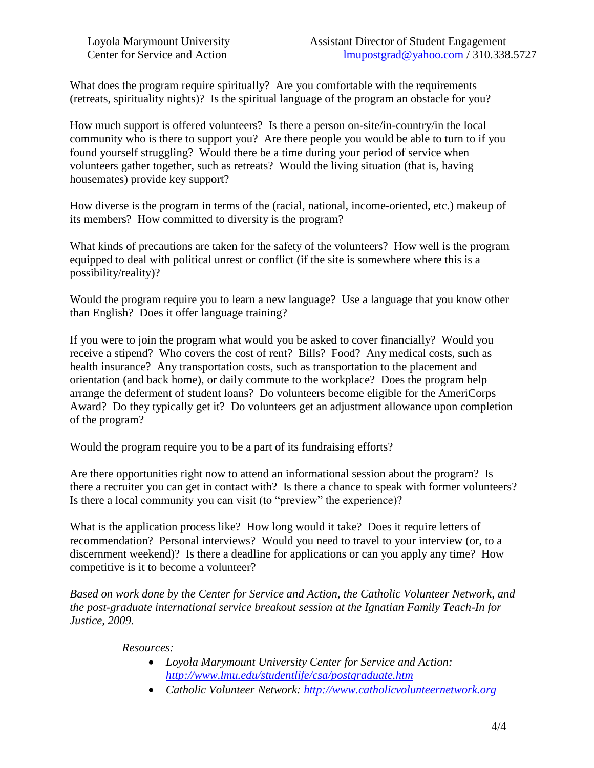What does the program require spiritually? Are you comfortable with the requirements (retreats, spirituality nights)? Is the spiritual language of the program an obstacle for you?

How much support is offered volunteers? Is there a person on-site/in-country/in the local community who is there to support you? Are there people you would be able to turn to if you found yourself struggling? Would there be a time during your period of service when volunteers gather together, such as retreats? Would the living situation (that is, having housemates) provide key support?

How diverse is the program in terms of the (racial, national, income-oriented, etc.) makeup of its members? How committed to diversity is the program?

What kinds of precautions are taken for the safety of the volunteers? How well is the program equipped to deal with political unrest or conflict (if the site is somewhere where this is a possibility/reality)?

Would the program require you to learn a new language? Use a language that you know other than English? Does it offer language training?

If you were to join the program what would you be asked to cover financially? Would you receive a stipend? Who covers the cost of rent? Bills? Food? Any medical costs, such as health insurance? Any transportation costs, such as transportation to the placement and orientation (and back home), or daily commute to the workplace? Does the program help arrange the deferment of student loans? Do volunteers become eligible for the AmeriCorps Award? Do they typically get it? Do volunteers get an adjustment allowance upon completion of the program?

Would the program require you to be a part of its fundraising efforts?

Are there opportunities right now to attend an informational session about the program? Is there a recruiter you can get in contact with? Is there a chance to speak with former volunteers? Is there a local community you can visit (to "preview" the experience)?

What is the application process like? How long would it take? Does it require letters of recommendation? Personal interviews? Would you need to travel to your interview (or, to a discernment weekend)? Is there a deadline for applications or can you apply any time? How competitive is it to become a volunteer?

*Based on work done by the Center for Service and Action, the Catholic Volunteer Network, and the post-graduate international service breakout session at the Ignatian Family Teach-In for Justice, 2009.*

*Resources:*

- *Loyola Marymount University Center for Service and Action: http://www.lmu.edu/studentlife/csa/postgraduate.htm*
- *Catholic Volunteer Network: http://www.catholicvolunteernetwork.org*